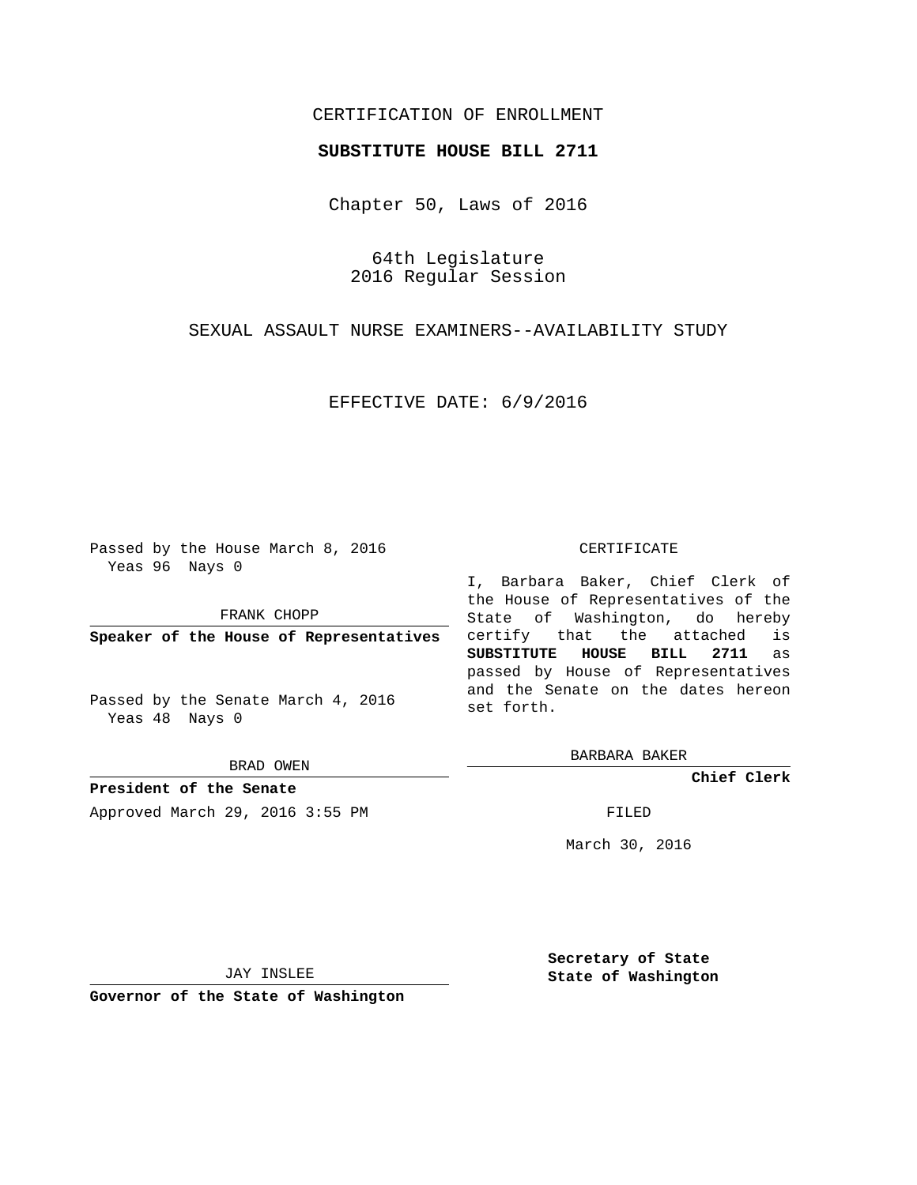CERTIFICATION OF ENROLLMENT

**SUBSTITUTE HOUSE BILL 2711**

Chapter 50, Laws of 2016

64th Legislature
2016 Regular Session

SEXUAL ASSAULT NURSE EXAMINERS--AVAILABILITY STUDY

EFFECTIVE DATE: 6/9/2016

Passed by the House March 8, 2016
Yeas 96 Nays 0

FRANK CHOPP

**Speaker of the House of Representatives**

Passed by the Senate March 4, 2016
Yeas 48 Nays 0

BRAD OWEN

**President of the Senate**

Approved March 29, 2016 3:55 PM

JAY INSLEE

**Governor of the State of Washington**

CERTIFICATE

I, Barbara Baker, Chief Clerk of the House of Representatives of the State of Washington, do hereby certify that the attached is **SUBSTITUTE HOUSE BILL 2711** as passed by House of Representatives and the Senate on the dates hereon set forth.

BARBARA BAKER

**Chief Clerk**

FILED

March 30, 2016

**Secretary of State**
**State of Washington**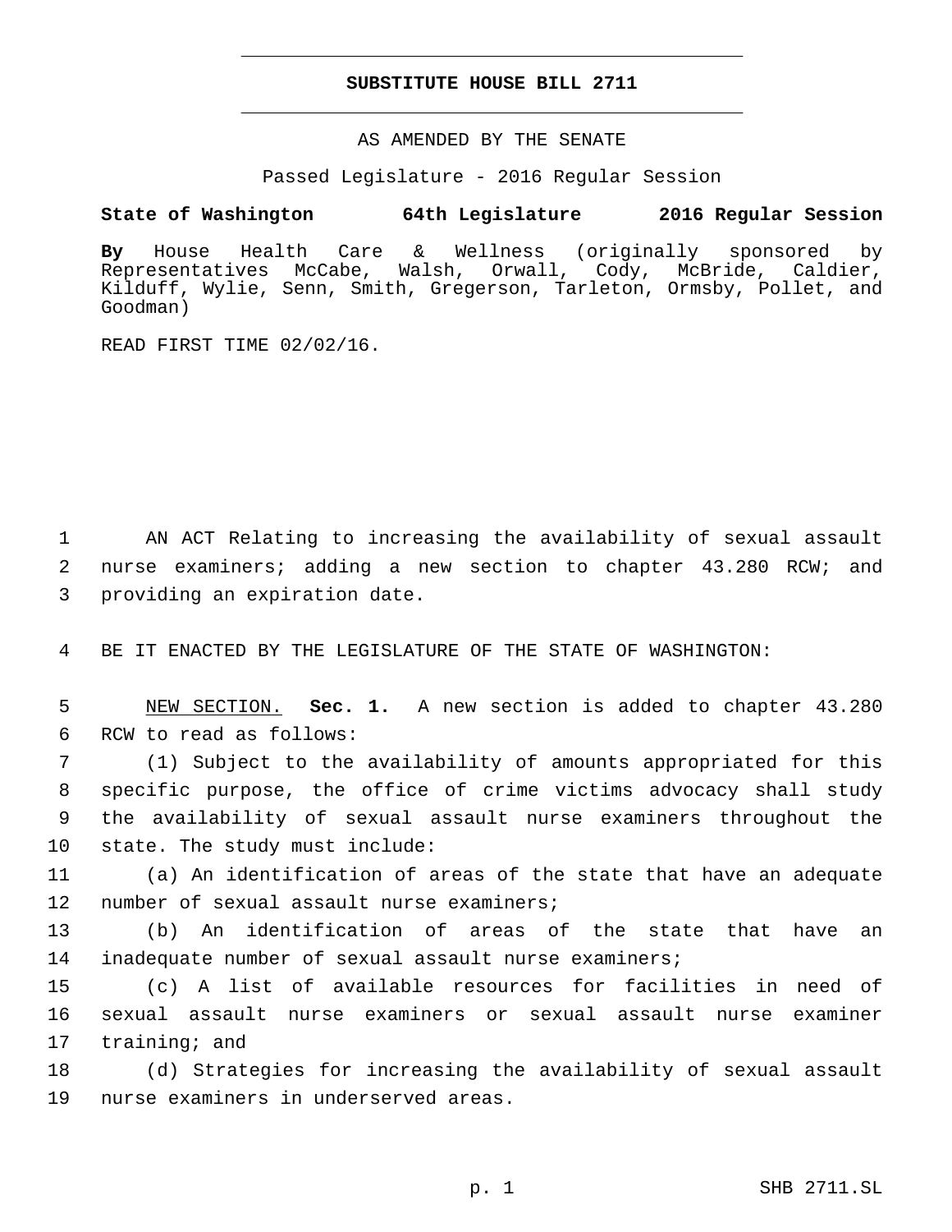# SUBSTITUTE HOUSE BILL 2711

AS AMENDED BY THE SENATE

Passed Legislature - 2016 Regular Session

**State of Washington 64th Legislature 2016 Regular Session**

**By** House Health Care & Wellness (originally sponsored by Representatives McCabe, Walsh, Orwall, Cody, McBride, Caldier, Kilduff, Wylie, Senn, Smith, Gregerson, Tarleton, Ormsby, Pollet, and Goodman)

READ FIRST TIME 02/02/16.

1 AN ACT Relating to increasing the availability of sexual assault
2 nurse examiners; adding a new section to chapter 43.280 RCW; and
3 providing an expiration date.

4 BE IT ENACTED BY THE LEGISLATURE OF THE STATE OF WASHINGTON:

5 NEW SECTION. **Sec. 1.** A new section is added to chapter 43.280
6 RCW to read as follows:

7 (1) Subject to the availability of amounts appropriated for this
8 specific purpose, the office of crime victims advocacy shall study
9 the availability of sexual assault nurse examiners throughout the
10 state. The study must include:

11 (a) An identification of areas of the state that have an adequate
12 number of sexual assault nurse examiners;

13 (b) An identification of areas of the state that have an
14 inadequate number of sexual assault nurse examiners;

15 (c) A list of available resources for facilities in need of
16 sexual assault nurse examiners or sexual assault nurse examiner
17 training; and

18 (d) Strategies for increasing the availability of sexual assault
19 nurse examiners in underserved areas.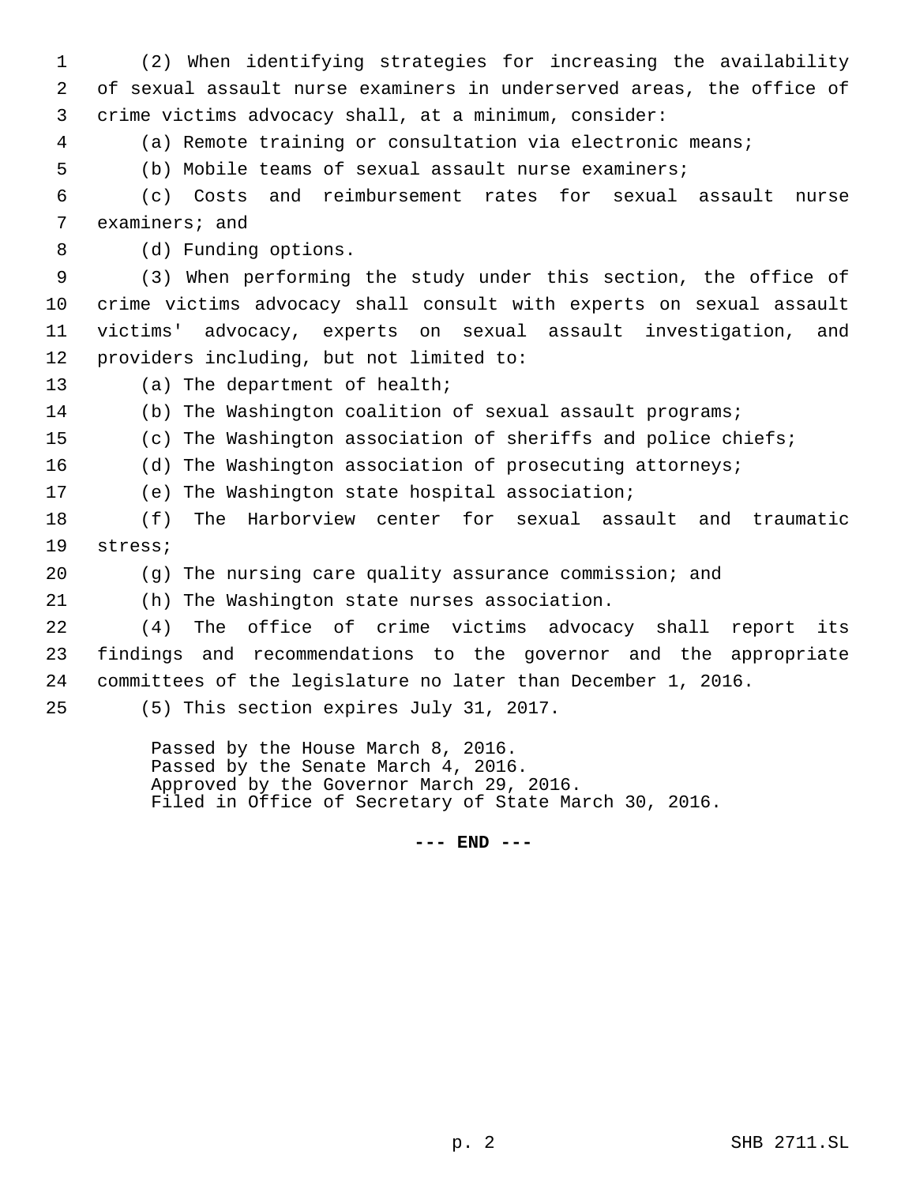(2) When identifying strategies for increasing the availability of sexual assault nurse examiners in underserved areas, the office of crime victims advocacy shall, at a minimum, consider:

(a) Remote training or consultation via electronic means;

(b) Mobile teams of sexual assault nurse examiners;

(c) Costs and reimbursement rates for sexual assault nurse examiners; and

(d) Funding options.

(3) When performing the study under this section, the office of crime victims advocacy shall consult with experts on sexual assault victims' advocacy, experts on sexual assault investigation, and providers including, but not limited to:

(a) The department of health;

(b) The Washington coalition of sexual assault programs;

(c) The Washington association of sheriffs and police chiefs;

(d) The Washington association of prosecuting attorneys;

(e) The Washington state hospital association;

(f) The Harborview center for sexual assault and traumatic stress;

(g) The nursing care quality assurance commission; and

(h) The Washington state nurses association.

(4) The office of crime victims advocacy shall report its findings and recommendations to the governor and the appropriate committees of the legislature no later than December 1, 2016.

(5) This section expires July 31, 2017.

Passed by the House March 8, 2016.
Passed by the Senate March 4, 2016.
Approved by the Governor March 29, 2016.
Filed in Office of Secretary of State March 30, 2016.

**--- END ---**